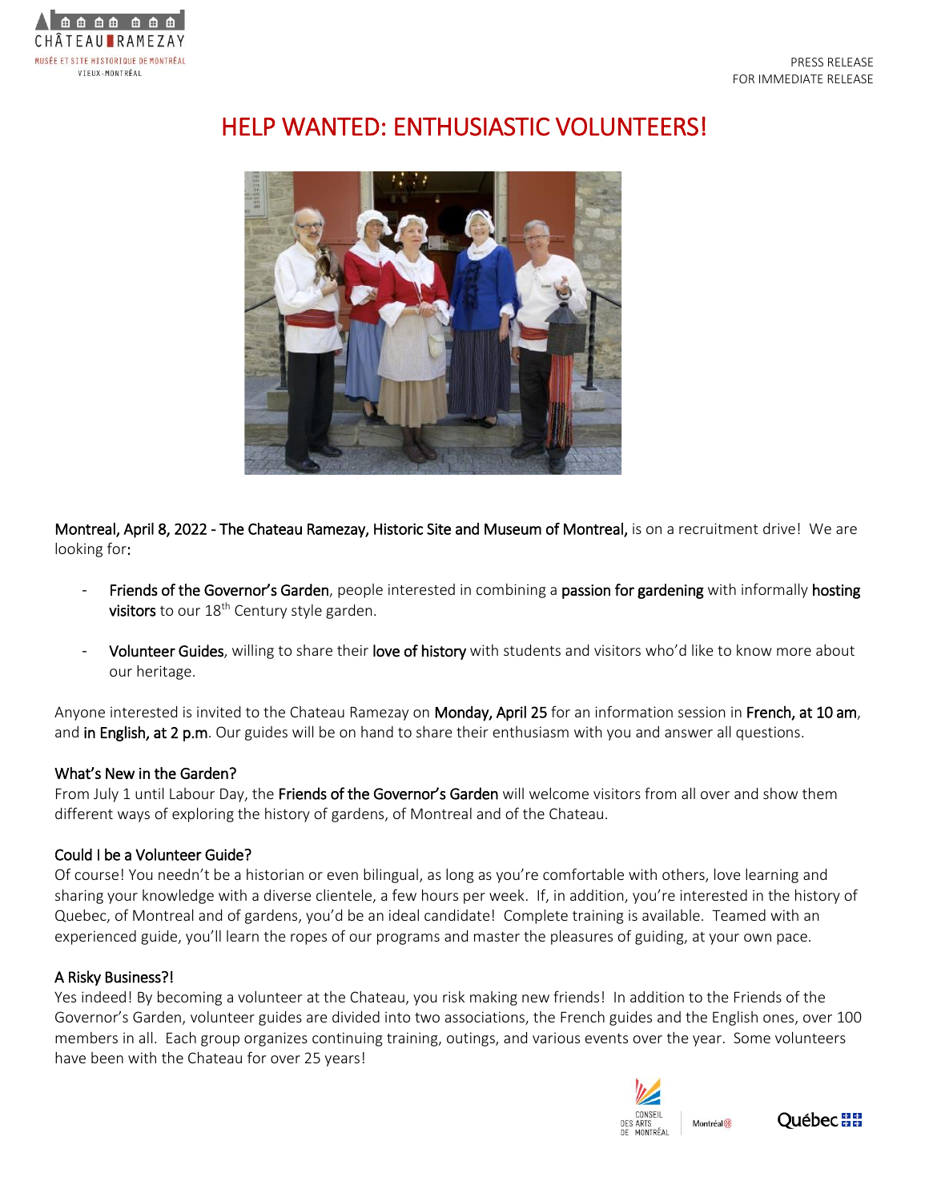PRESS RELEASE
FOR IMMEDIATE RELEASE

# HELP WANTED: ENTHUSIASTIC VOLUNTEERS!

**Montreal, April 8, 2022 - The Chateau Ramezay, Historic Site and Museum of Montreal,** is on a recruitment drive! We are looking for:

- **Friends of the Governor's Garden**, people interested in combining a **passion for gardening** with informally **hosting visitors** to our 18th Century style garden.

- **Volunteer Guides**, willing to share their **love of history** with students and visitors who'd like to know more about our heritage.

Anyone interested is invited to the Chateau Ramezay on **Monday, April 25** for an information session in **French, at 10 am**, and **in English, at 2 p.m**. Our guides will be on hand to share their enthusiasm with you and answer all questions.

### What's New in the Garden?

From July 1 until Labour Day, the **Friends of the Governor's Garden** will welcome visitors from all over and show them different ways of exploring the history of gardens, of Montreal and of the Chateau.

### Could I be a Volunteer Guide?

Of course! You needn't be a historian or even bilingual, as long as you're comfortable with others, love learning and sharing your knowledge with a diverse clientele, a few hours per week. If, in addition, you're interested in the history of Quebec, of Montreal and of gardens, you'd be an ideal candidate! Complete training is available. Teamed with an experienced guide, you'll learn the ropes of our programs and master the pleasures of guiding, at your own pace.

### A Risky Business?!

Yes indeed! By becoming a volunteer at the Chateau, you risk making new friends! In addition to the Friends of the Governor's Garden, volunteer guides are divided into two associations, the French guides and the English ones, over 100 members in all. Each group organizes continuing training, outings, and various events over the year. Some volunteers have been with the Chateau for over 25 years!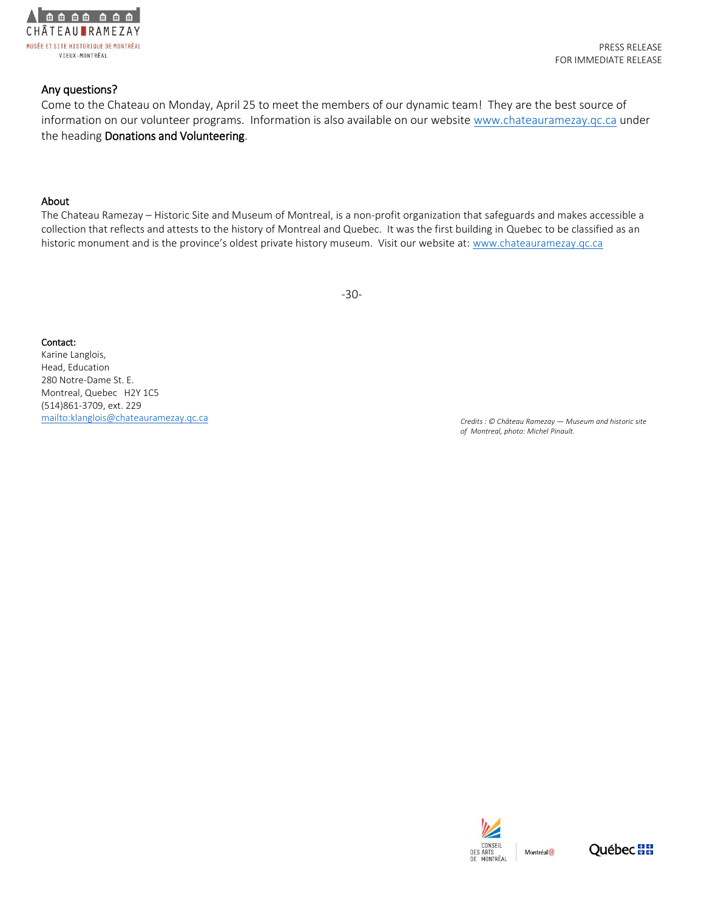## Any questions?

Come to the Chateau on Monday, April 25 to meet the members of our dynamic team! They are the best source of information on our volunteer programs. Information is also available on our website www.chateauramezay.qc.ca under the heading **Donations and Volunteering**.

## About

The Chateau Ramezay – Historic Site and Museum of Montreal, is a non-profit organization that safeguards and makes accessible a collection that reflects and attests to the history of Montreal and Quebec. It was the first building in Quebec to be classified as an historic monument and is the province's oldest private history museum. Visit our website at: www.chateauramezay.qc.ca

-30-

**Contact:**
Karine Langlois,
Head, Education
280 Notre-Dame St. E.
Montreal, Quebec H2Y 1C5
(514)861-3709, ext. 229
mailto:klanglois@chateauramezay.qc.ca

*Credits : © Château Ramezay — Museum and historic site of Montreal, photo: Michel Pinault.*